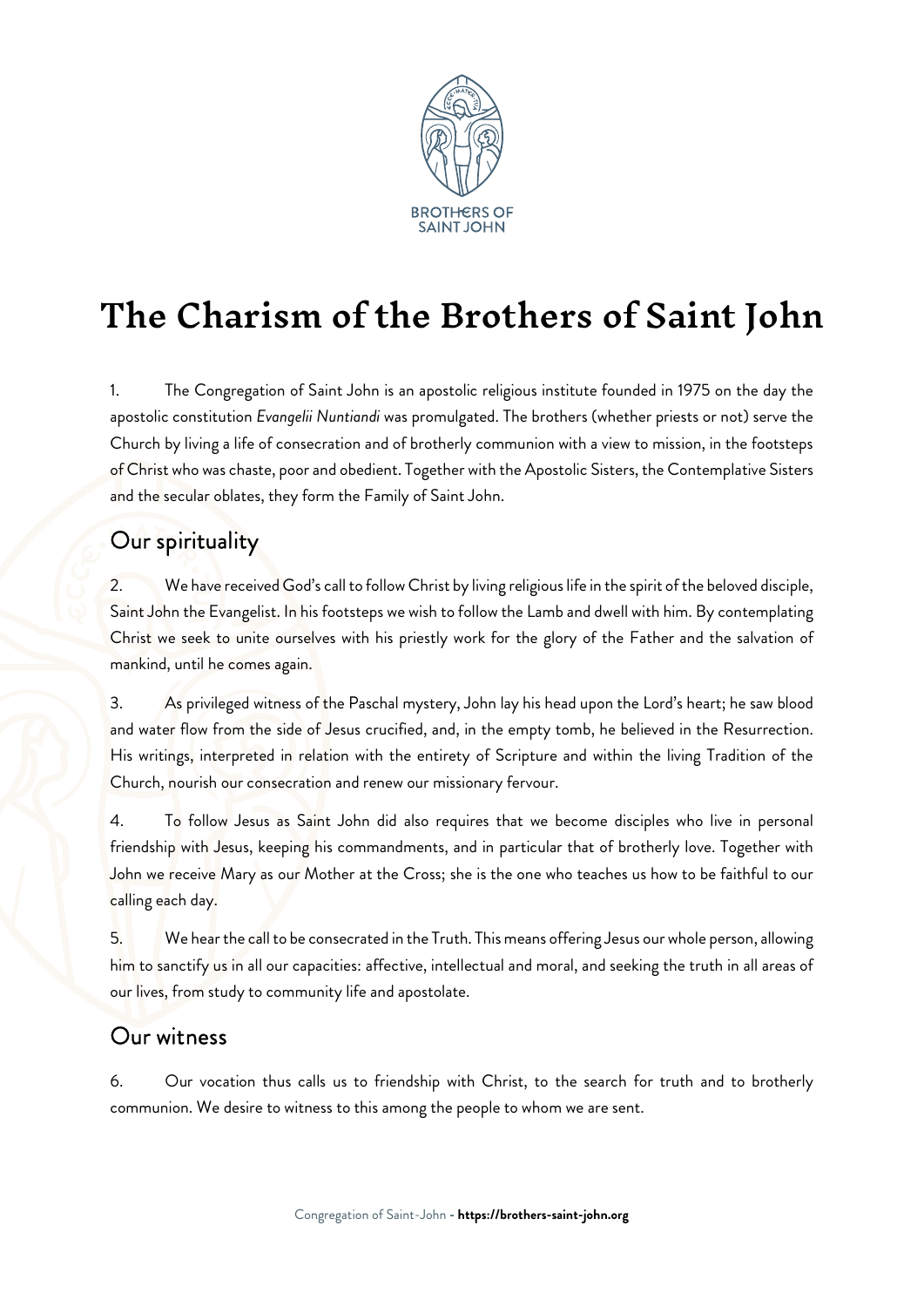# The Charism of the Brothers of Saint John

1. The Congregation of Saint John is an apostolic religious institute founded in 1975 on the day the apostolic constitution *Evangelii Nuntiandi* was promulgated. The brothers (whether priests or not) serve the Church by living a life of consecration and of brotherly communion with a view to mission, in the footsteps of Christ who was chaste, poor and obedient. Together with the Apostolic Sisters, the Contemplative Sisters and the secular oblates, they form the Family of Saint John.

## Our spirituality

2. We have received God's call to follow Christ by living religious life in the spirit of the beloved disciple, Saint John the Evangelist. In his footsteps we wish to follow the Lamb and dwell with him. By contemplating Christ we seek to unite ourselves with his priestly work for the glory of the Father and the salvation of mankind, until he comes again.

3. As privileged witness of the Paschal mystery, John lay his head upon the Lord's heart; he saw blood and water flow from the side of Jesus crucified, and, in the empty tomb, he believed in the Resurrection. His writings, interpreted in relation with the entirety of Scripture and within the living Tradition of the Church, nourish our consecration and renew our missionary fervour.

4. To follow Jesus as Saint John did also requires that we become disciples who live in personal friendship with Jesus, keeping his commandments, and in particular that of brotherly love. Together with John we receive Mary as our Mother at the Cross; she is the one who teaches us how to be faithful to our calling each day.

5. We hear the call to be consecrated in the Truth. This means offering Jesus our whole person, allowing him to sanctify us in all our capacities: affective, intellectual and moral, and seeking the truth in all areas of our lives, from study to community life and apostolate.

## Our witness

6. Our vocation thus calls us to friendship with Christ, to the search for truth and to brotherly communion. We desire to witness to this among the people to whom we are sent.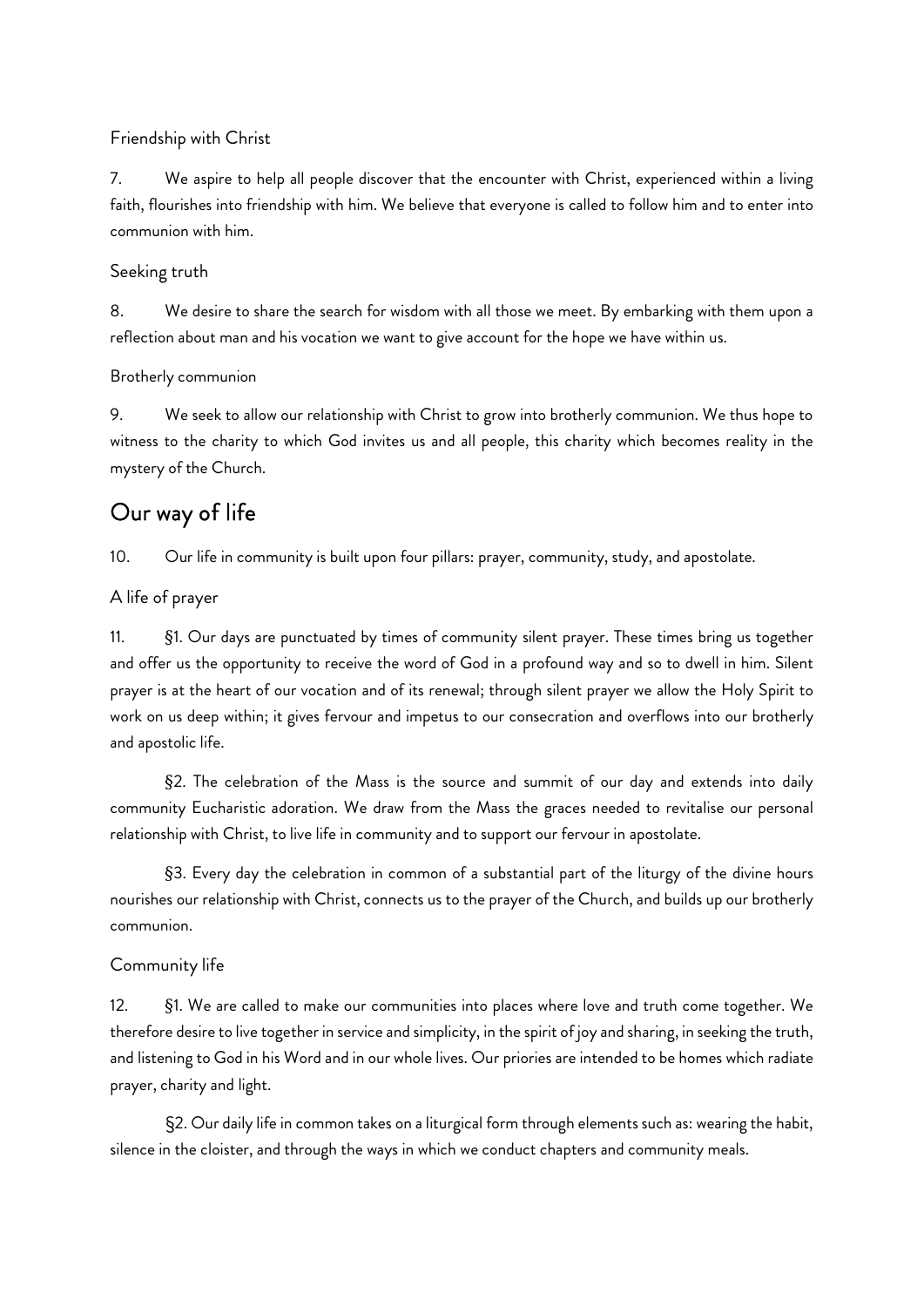### Friendship with Christ

7. We aspire to help all people discover that the encounter with Christ, experienced within a living faith, flourishes into friendship with him. We believe that everyone is called to follow him and to enter into communion with him.

### Seeking truth

8. We desire to share the search for wisdom with all those we meet. By embarking with them upon a reflection about man and his vocation we want to give account for the hope we have within us.

### Brotherly communion

9. We seek to allow our relationship with Christ to grow into brotherly communion. We thus hope to witness to the charity to which God invites us and all people, this charity which becomes reality in the mystery of the Church.

## Our way of life

10. Our life in community is built upon four pillars: prayer, community, study, and apostolate.

### A life of prayer

11. §1. Our days are punctuated by times of community silent prayer. These times bring us together and offer us the opportunity to receive the word of God in a profound way and so to dwell in him. Silent prayer is at the heart of our vocation and of its renewal; through silent prayer we allow the Holy Spirit to work on us deep within; it gives fervour and impetus to our consecration and overflows into our brotherly and apostolic life.

§2. The celebration of the Mass is the source and summit of our day and extends into daily community Eucharistic adoration. We draw from the Mass the graces needed to revitalise our personal relationship with Christ, to live life in community and to support our fervour in apostolate.

§3. Every day the celebration in common of a substantial part of the liturgy of the divine hours nourishes our relationship with Christ, connects us to the prayer of the Church, and builds up our brotherly communion.

### Community life

12. §1. We are called to make our communities into places where love and truth come together. We therefore desire to live together in service and simplicity, in the spirit of joy and sharing, in seeking the truth, and listening to God in his Word and in our whole lives. Our priories are intended to be homes which radiate prayer, charity and light.

§2. Our daily life in common takes on a liturgical form through elements such as: wearing the habit, silence in the cloister, and through the ways in which we conduct chapters and community meals.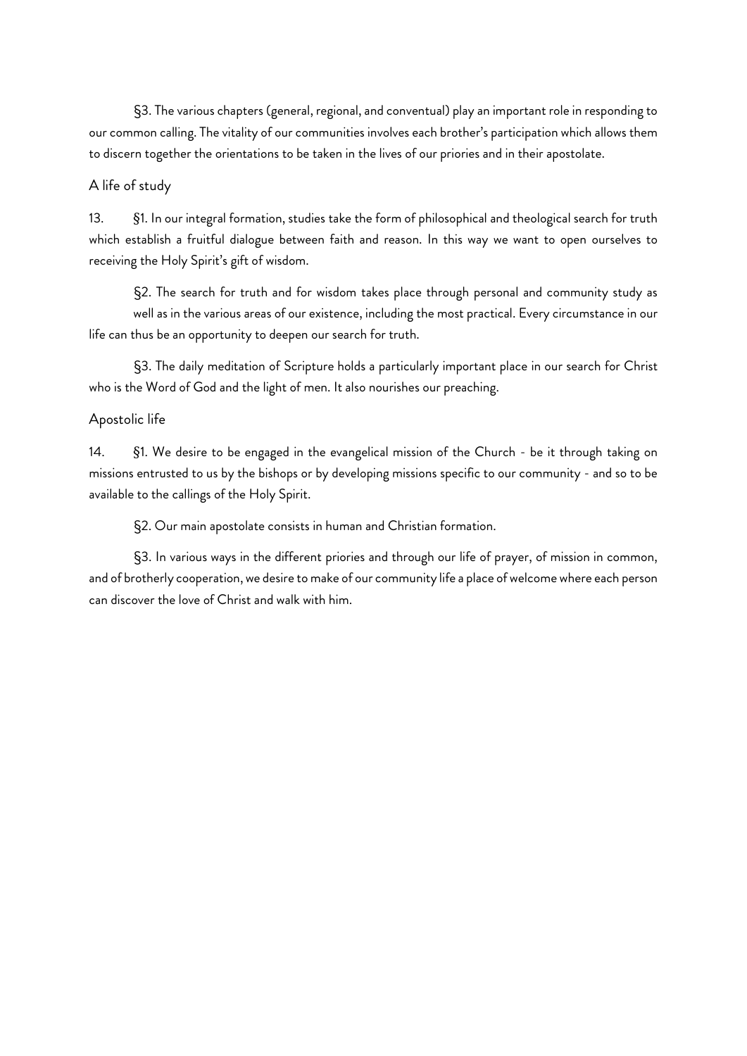§3. The various chapters (general, regional, and conventual) play an important role in responding to our common calling. The vitality of our communities involves each brother's participation which allows them to discern together the orientations to be taken in the lives of our priories and in their apostolate.

## A life of study

13. §1. In our integral formation, studies take the form of philosophical and theological search for truth which establish a fruitful dialogue between faith and reason. In this way we want to open ourselves to receiving the Holy Spirit's gift of wisdom.

§2. The search for truth and for wisdom takes place through personal and community study as well as in the various areas of our existence, including the most practical. Every circumstance in our life can thus be an opportunity to deepen our search for truth.

§3. The daily meditation of Scripture holds a particularly important place in our search for Christ who is the Word of God and the light of men. It also nourishes our preaching.

## Apostolic life

14. §1. We desire to be engaged in the evangelical mission of the Church - be it through taking on missions entrusted to us by the bishops or by developing missions specific to our community - and so to be available to the callings of the Holy Spirit.

§2. Our main apostolate consists in human and Christian formation.

§3. In various ways in the different priories and through our life of prayer, of mission in common, and of brotherly cooperation, we desire to make of our community life a place of welcome where each person can discover the love of Christ and walk with him.